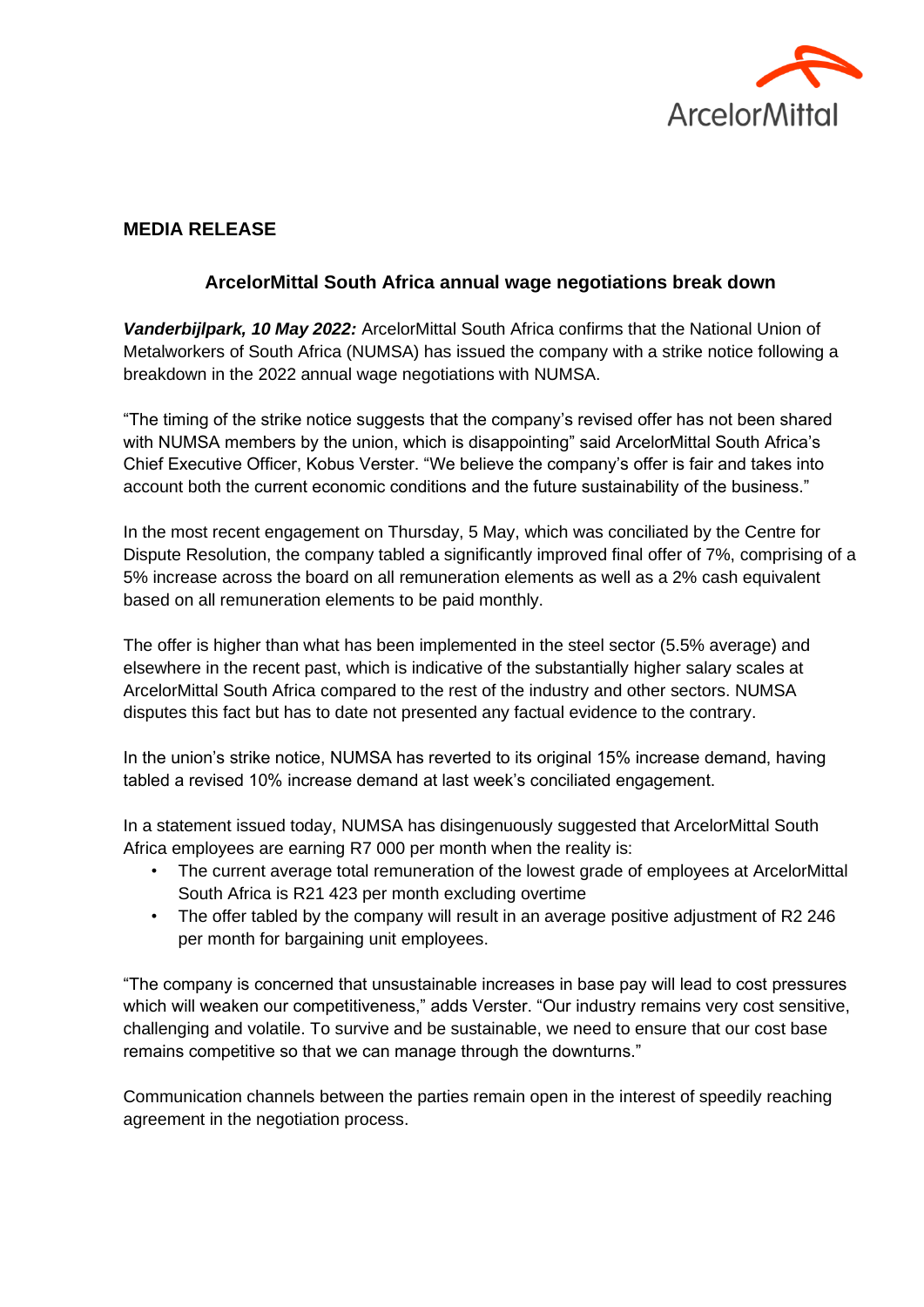ArcelorMittal

**MEDIA RELEASE**

## ArcelorMittal South Africa annual wage negotiations break down

***Vanderbijlpark, 10 May 2022:*** ArcelorMittal South Africa confirms that the National Union of Metalworkers of South Africa (NUMSA) has issued the company with a strike notice following a breakdown in the 2022 annual wage negotiations with NUMSA.

"The timing of the strike notice suggests that the company's revised offer has not been shared with NUMSA members by the union, which is disappointing" said ArcelorMittal South Africa's Chief Executive Officer, Kobus Verster. "We believe the company's offer is fair and takes into account both the current economic conditions and the future sustainability of the business."

In the most recent engagement on Thursday, 5 May, which was conciliated by the Centre for Dispute Resolution, the company tabled a significantly improved final offer of 7%, comprising of a 5% increase across the board on all remuneration elements as well as a 2% cash equivalent based on all remuneration elements to be paid monthly.

The offer is higher than what has been implemented in the steel sector (5.5% average) and elsewhere in the recent past, which is indicative of the substantially higher salary scales at ArcelorMittal South Africa compared to the rest of the industry and other sectors. NUMSA disputes this fact but has to date not presented any factual evidence to the contrary.

In the union's strike notice, NUMSA has reverted to its original 15% increase demand, having tabled a revised 10% increase demand at last week's conciliated engagement.

In a statement issued today, NUMSA has disingenuously suggested that ArcelorMittal South Africa employees are earning R7 000 per month when the reality is:

- The current average total remuneration of the lowest grade of employees at ArcelorMittal South Africa is R21 423 per month excluding overtime
- The offer tabled by the company will result in an average positive adjustment of R2 246 per month for bargaining unit employees.

"The company is concerned that unsustainable increases in base pay will lead to cost pressures which will weaken our competitiveness," adds Verster. "Our industry remains very cost sensitive, challenging and volatile. To survive and be sustainable, we need to ensure that our cost base remains competitive so that we can manage through the downturns."

Communication channels between the parties remain open in the interest of speedily reaching agreement in the negotiation process.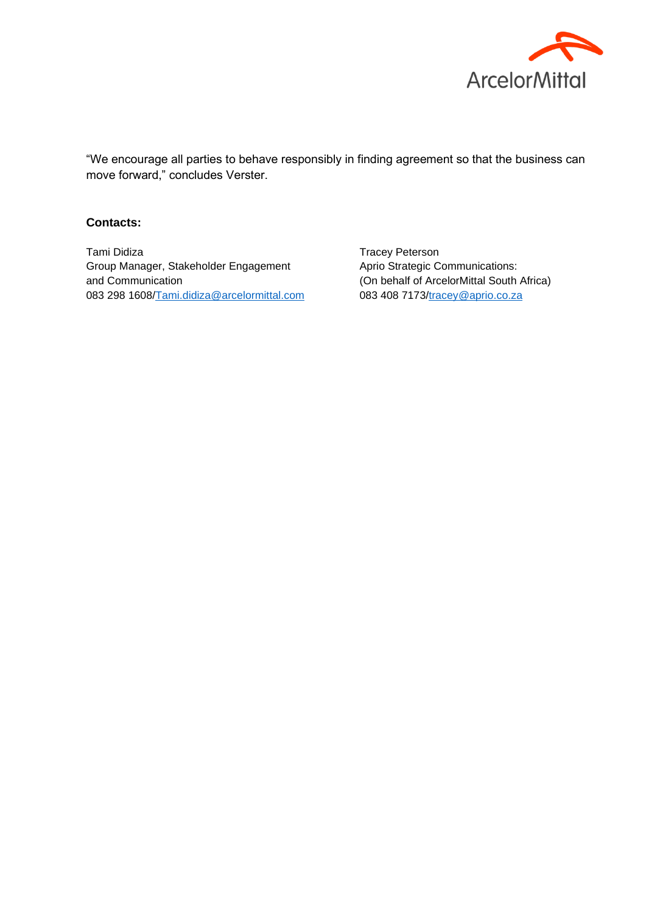"We encourage all parties to behave responsibly in finding agreement so that the business can move forward," concludes Verster.

**Contacts:**

Tami Didiza
Group Manager, Stakeholder Engagement and Communication
083 298 1608/Tami.didiza@arcelormittal.com

Tracey Peterson
Aprio Strategic Communications:
(On behalf of ArcelorMittal South Africa)
083 408 7173/tracey@aprio.co.za